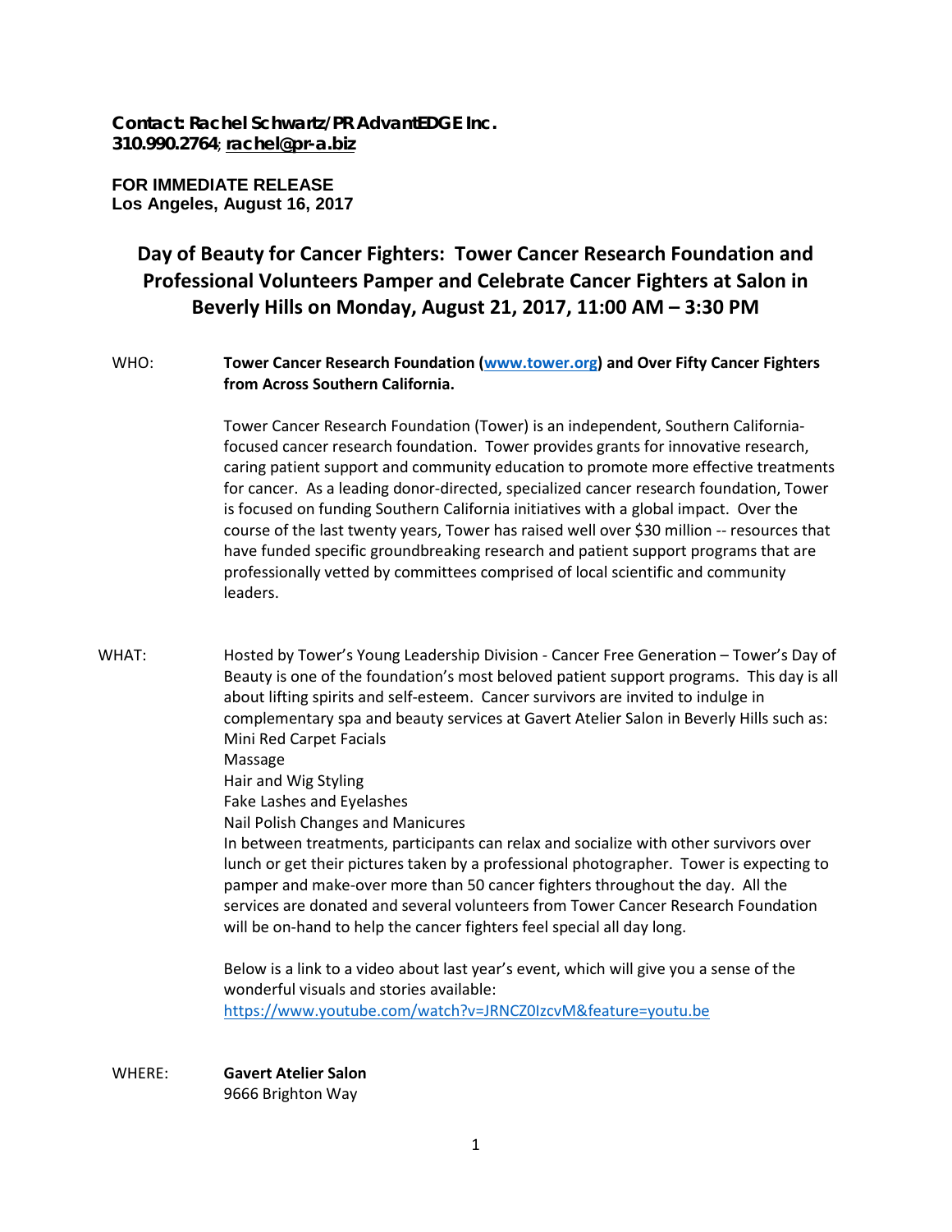**Contact: Rachel Schwartz/PR AdvantEDGE Inc.**
**310.990.2764; [rachel@pr-a.biz](mailto:rachel@pr-a.biz)**

**FOR IMMEDIATE RELEASE**
**Los Angeles, August 16, 2017**

# Day of Beauty for Cancer Fighters: Tower Cancer Research Foundation and Professional Volunteers Pamper and Celebrate Cancer Fighters at Salon in Beverly Hills on Monday, August 21, 2017, 11:00 AM – 3:30 PM

WHO: **Tower Cancer Research Foundation ([www.tower.org](http://www.tower.org)) and Over Fifty Cancer Fighters from Across Southern California.**

Tower Cancer Research Foundation (Tower) is an independent, Southern California-focused cancer research foundation. Tower provides grants for innovative research, caring patient support and community education to promote more effective treatments for cancer. As a leading donor-directed, specialized cancer research foundation, Tower is focused on funding Southern California initiatives with a global impact. Over the course of the last twenty years, Tower has raised well over $30 million -- resources that have funded specific groundbreaking research and patient support programs that are professionally vetted by committees comprised of local scientific and community leaders.

WHAT: Hosted by Tower's Young Leadership Division - Cancer Free Generation – Tower's Day of Beauty is one of the foundation's most beloved patient support programs. This day is all about lifting spirits and self-esteem. Cancer survivors are invited to indulge in complementary spa and beauty services at Gavert Atelier Salon in Beverly Hills such as:
Mini Red Carpet Facials
Massage
Hair and Wig Styling
Fake Lashes and Eyelashes
Nail Polish Changes and Manicures
In between treatments, participants can relax and socialize with other survivors over lunch or get their pictures taken by a professional photographer. Tower is expecting to pamper and make-over more than 50 cancer fighters throughout the day. All the services are donated and several volunteers from Tower Cancer Research Foundation will be on-hand to help the cancer fighters feel special all day long.

Below is a link to a video about last year's event, which will give you a sense of the wonderful visuals and stories available:
[https://www.youtube.com/watch?v=JRNCZ0IzcvM&feature=youtu.be](https://www.youtube.com/watch?v=JRNCZ0IzcvM&feature=youtu.be)

WHERE: **Gavert Atelier Salon**
9666 Brighton Way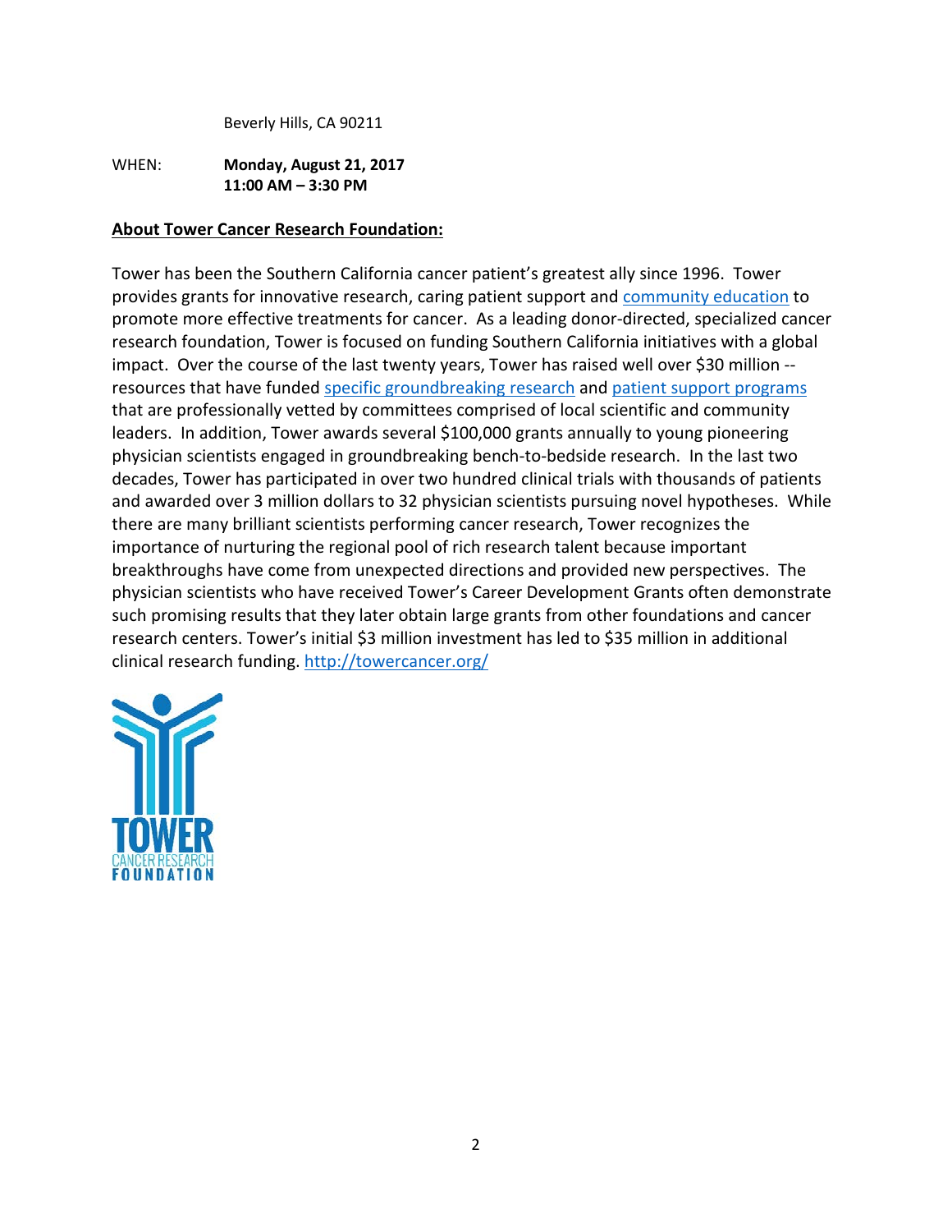Beverly Hills, CA 90211

WHEN: **Monday, August 21, 2017**
**11:00 AM – 3:30 PM**

**About Tower Cancer Research Foundation:**

Tower has been the Southern California cancer patient's greatest ally since 1996. Tower provides grants for innovative research, caring patient support and community education to promote more effective treatments for cancer. As a leading donor-directed, specialized cancer research foundation, Tower is focused on funding Southern California initiatives with a global impact. Over the course of the last twenty years, Tower has raised well over $30 million -- resources that have funded specific groundbreaking research and patient support programs that are professionally vetted by committees comprised of local scientific and community leaders. In addition, Tower awards several $100,000 grants annually to young pioneering physician scientists engaged in groundbreaking bench-to-bedside research. In the last two decades, Tower has participated in over two hundred clinical trials with thousands of patients and awarded over 3 million dollars to 32 physician scientists pursuing novel hypotheses. While there are many brilliant scientists performing cancer research, Tower recognizes the importance of nurturing the regional pool of rich research talent because important breakthroughs have come from unexpected directions and provided new perspectives. The physician scientists who have received Tower's Career Development Grants often demonstrate such promising results that they later obtain large grants from other foundations and cancer research centers. Tower's initial $3 million investment has led to $35 million in additional clinical research funding. http://towercancer.org/

TOWER
CANCER RESEARCH
FOUNDATION